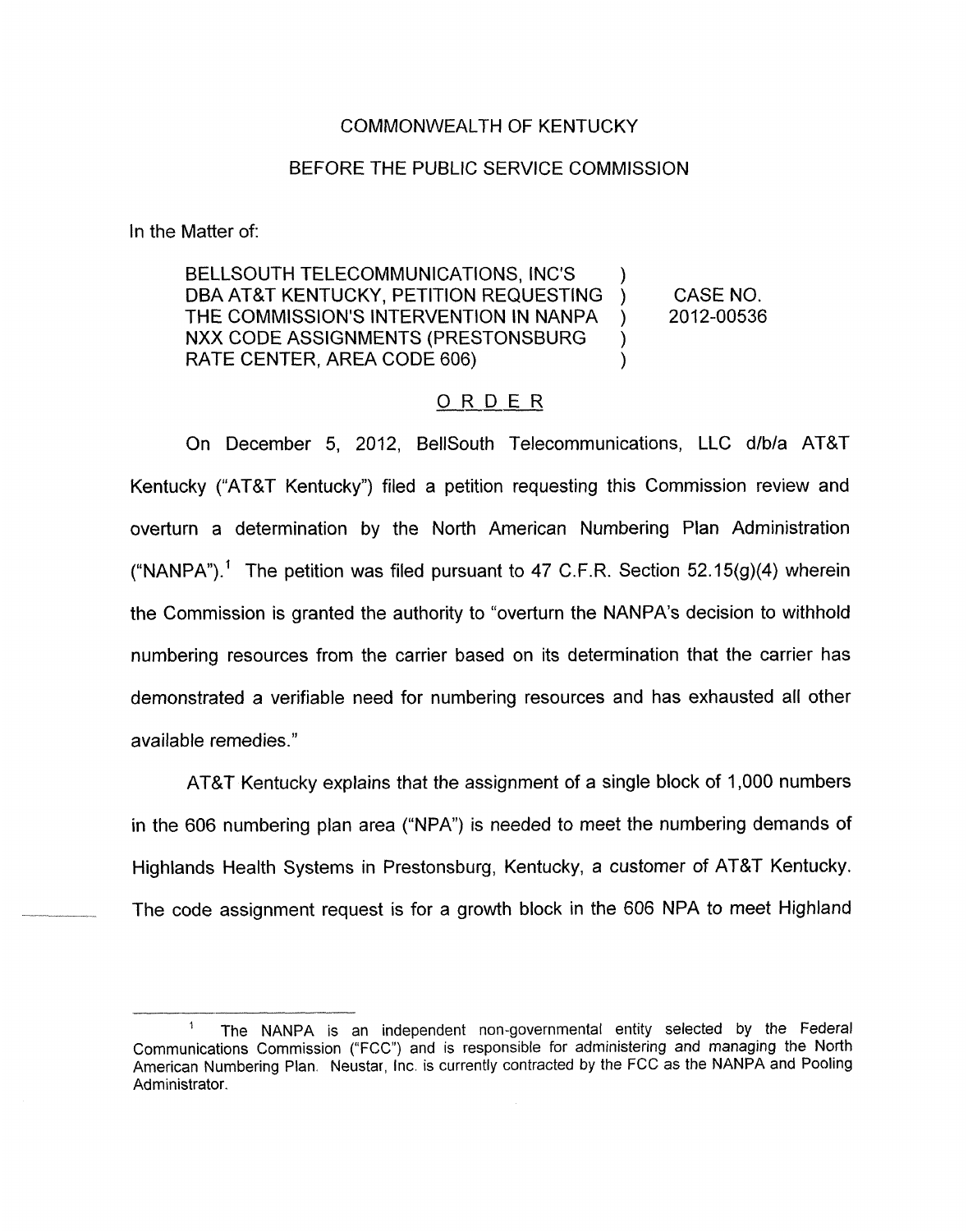COMMONWEALTH OF KENTUCKY

BEFORE THE PUBLIC SERVICE COMMISSION

In the Matter of:

| | | |
|---|---|---|
| BELLSOUTH TELECOMMUNICATIONS, INC'S DBA AT&T KENTUCKY, PETITION REQUESTING THE COMMISSION'S INTERVENTION IN NANPA NXX CODE ASSIGNMENTS (PRESTONSBURG RATE CENTER, AREA CODE 606) | ) ) ) ) ) | CASE NO. 2012-00536 |

## ORDER

On December 5, 2012, BellSouth Telecommunications, LLC d/b/a AT&T Kentucky ("AT&T Kentucky") filed a petition requesting this Commission review and overturn a determination by the North American Numbering Plan Administration ("NANPA").[1] The petition was filed pursuant to 47 C.F.R. Section 52.15(g)(4) wherein the Commission is granted the authority to "overturn the NANPA's decision to withhold numbering resources from the carrier based on its determination that the carrier has demonstrated a verifiable need for numbering resources and has exhausted all other available remedies."

AT&T Kentucky explains that the assignment of a single block of 1,000 numbers in the 606 numbering plan area ("NPA") is needed to meet the numbering demands of Highlands Health Systems in Prestonsburg, Kentucky, a customer of AT&T Kentucky. The code assignment request is for a growth block in the 606 NPA to meet Highland

[1] The NANPA is an independent non-governmental entity selected by the Federal Communications Commission ("FCC") and is responsible for administering and managing the North American Numbering Plan. Neustar, Inc. is currently contracted by the FCC as the NANPA and Pooling Administrator.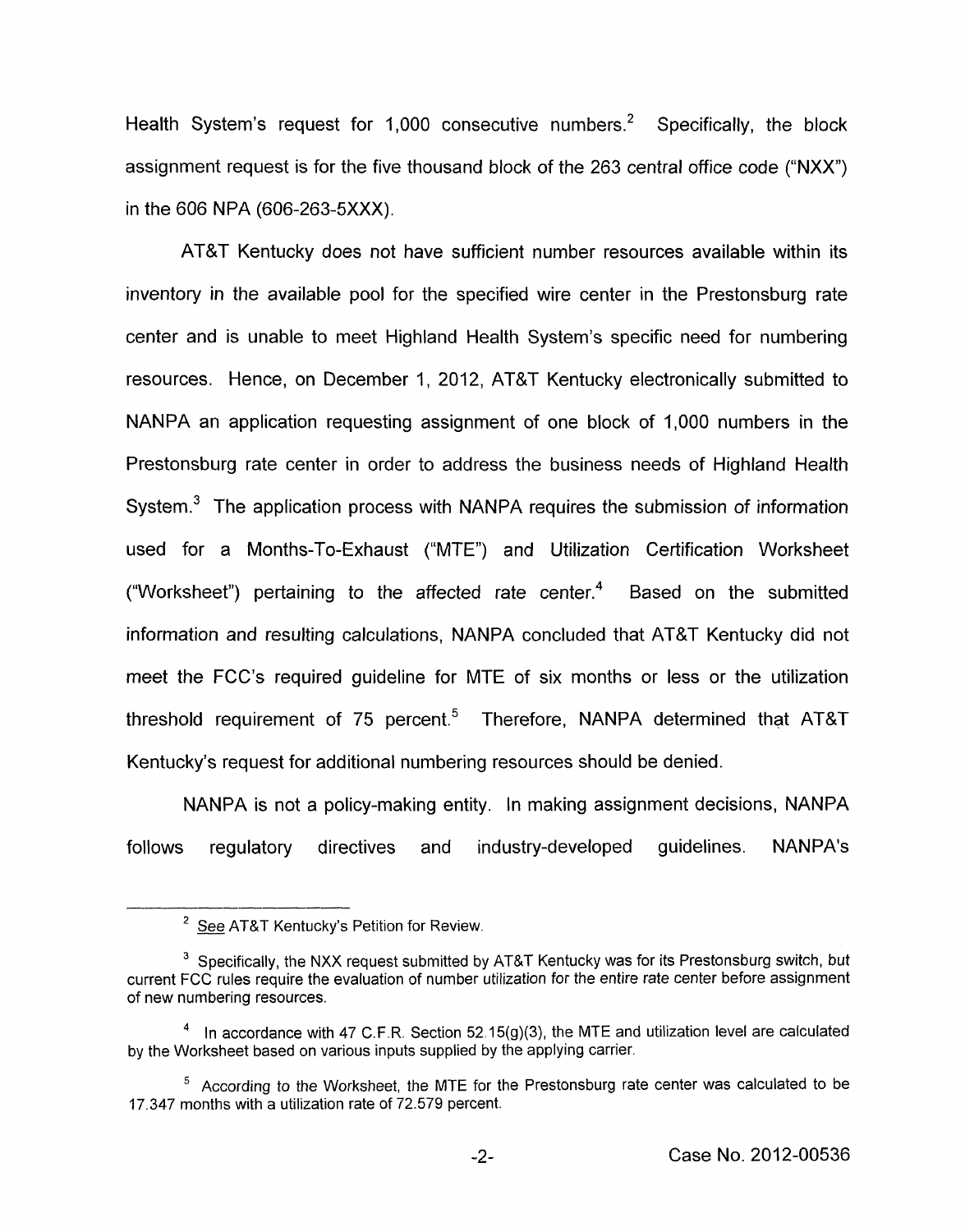Health System's request for 1,000 consecutive numbers.[2] Specifically, the block assignment request is for the five thousand block of the 263 central office code ("NXX") in the 606 NPA (606-263-5XXX).

AT&T Kentucky does not have sufficient number resources available within its inventory in the available pool for the specified wire center in the Prestonsburg rate center and is unable to meet Highland Health System's specific need for numbering resources. Hence, on December 1, 2012, AT&T Kentucky electronically submitted to NANPA an application requesting assignment of one block of 1,000 numbers in the Prestonsburg rate center in order to address the business needs of Highland Health System.[3] The application process with NANPA requires the submission of information used for a Months-To-Exhaust ("MTE") and Utilization Certification Worksheet ("Worksheet") pertaining to the affected rate center.[4] Based on the submitted information and resulting calculations, NANPA concluded that AT&T Kentucky did not meet the FCC's required guideline for MTE of six months or less or the utilization threshold requirement of 75 percent.[5] Therefore, NANPA determined that AT&T Kentucky's request for additional numbering resources should be denied.

NANPA is not a policy-making entity. In making assignment decisions, NANPA follows regulatory directives and industry-developed guidelines. NANPA's

---

[2] See AT&T Kentucky's Petition for Review.

[3] Specifically, the NXX request submitted by AT&T Kentucky was for its Prestonsburg switch, but current FCC rules require the evaluation of number utilization for the entire rate center before assignment of new numbering resources.

[4] In accordance with 47 C.F.R. Section 52.15(g)(3), the MTE and utilization level are calculated by the Worksheet based on various inputs supplied by the applying carrier.

[5] According to the Worksheet, the MTE for the Prestonsburg rate center was calculated to be 17.347 months with a utilization rate of 72.579 percent.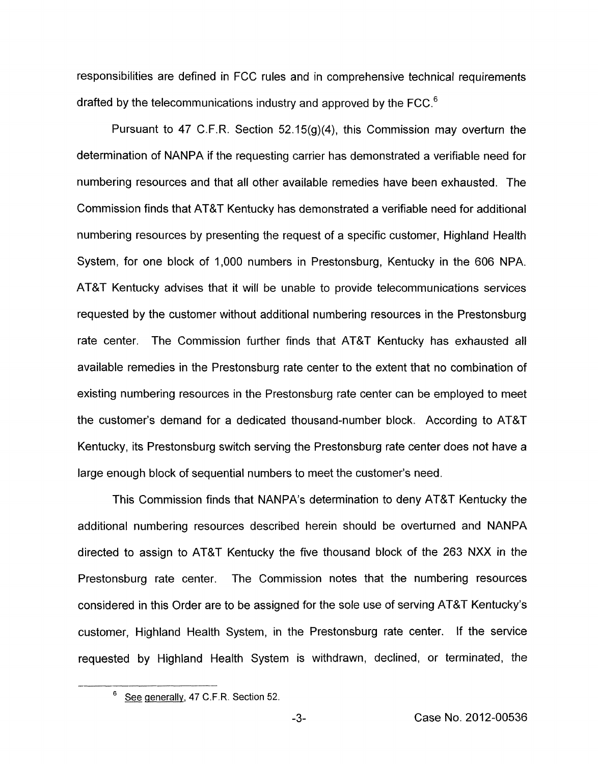responsibilities are defined in FCC rules and in comprehensive technical requirements drafted by the telecommunications industry and approved by the FCC.[6]

Pursuant to 47 C.F.R. Section 52.15(g)(4), this Commission may overturn the determination of NANPA if the requesting carrier has demonstrated a verifiable need for numbering resources and that all other available remedies have been exhausted. The Commission finds that AT&T Kentucky has demonstrated a verifiable need for additional numbering resources by presenting the request of a specific customer, Highland Health System, for one block of 1,000 numbers in Prestonsburg, Kentucky in the 606 NPA. AT&T Kentucky advises that it will be unable to provide telecommunications services requested by the customer without additional numbering resources in the Prestonsburg rate center. The Commission further finds that AT&T Kentucky has exhausted all available remedies in the Prestonsburg rate center to the extent that no combination of existing numbering resources in the Prestonsburg rate center can be employed to meet the customer's demand for a dedicated thousand-number block. According to AT&T Kentucky, its Prestonsburg switch serving the Prestonsburg rate center does not have a large enough block of sequential numbers to meet the customer's need.

This Commission finds that NANPA's determination to deny AT&T Kentucky the additional numbering resources described herein should be overturned and NANPA directed to assign to AT&T Kentucky the five thousand block of the 263 NXX in the Prestonsburg rate center. The Commission notes that the numbering resources considered in this Order are to be assigned for the sole use of serving AT&T Kentucky's customer, Highland Health System, in the Prestonsburg rate center. If the service requested by Highland Health System is withdrawn, declined, or terminated, the

---

[6] See generally, 47 C.F.R. Section 52.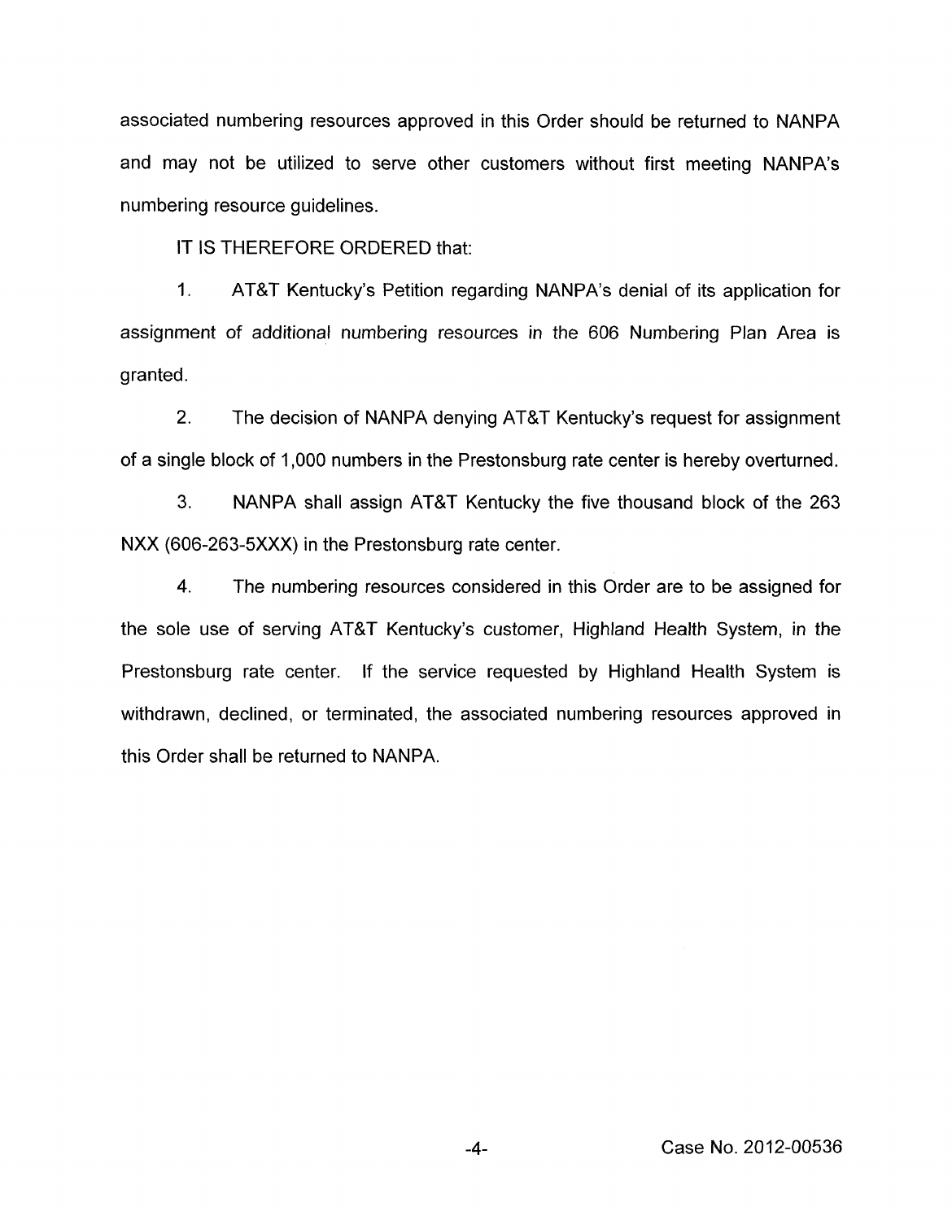associated numbering resources approved in this Order should be returned to NANPA and may not be utilized to serve other customers without first meeting NANPA's numbering resource guidelines.

IT IS THEREFORE ORDERED that:

1. AT&T Kentucky's Petition regarding NANPA's denial of its application for assignment of additional numbering resources in the 606 Numbering Plan Area is granted.

2. The decision of NANPA denying AT&T Kentucky's request for assignment of a single block of 1,000 numbers in the Prestonsburg rate center is hereby overturned.

3. NANPA shall assign AT&T Kentucky the five thousand block of the 263 NXX (606-263-5XXX) in the Prestonsburg rate center.

4. The numbering resources considered in this Order are to be assigned for the sole use of serving AT&T Kentucky's customer, Highland Health System, in the Prestonsburg rate center. If the service requested by Highland Health System is withdrawn, declined, or terminated, the associated numbering resources approved in this Order shall be returned to NANPA.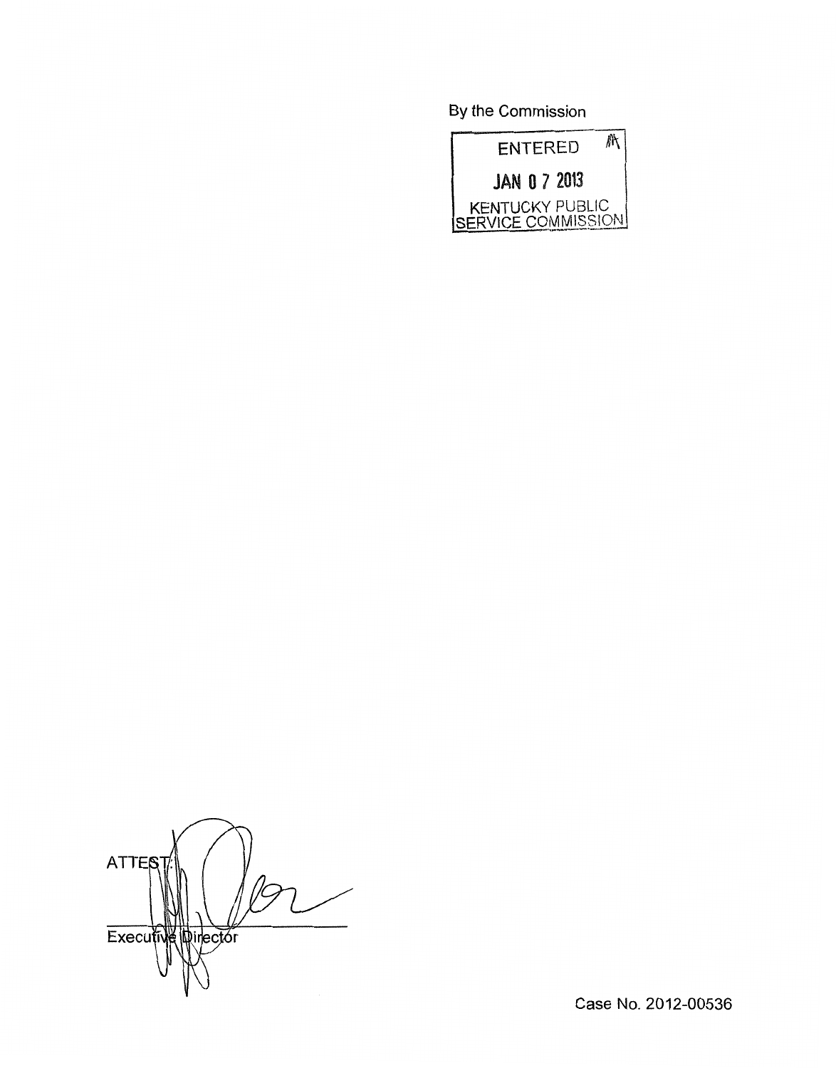By the Commission

ENTERED

JAN 07 2013

KENTUCKY PUBLIC SERVICE COMMISSION

ATTEST:

Executive Director

Case No. 2012-00536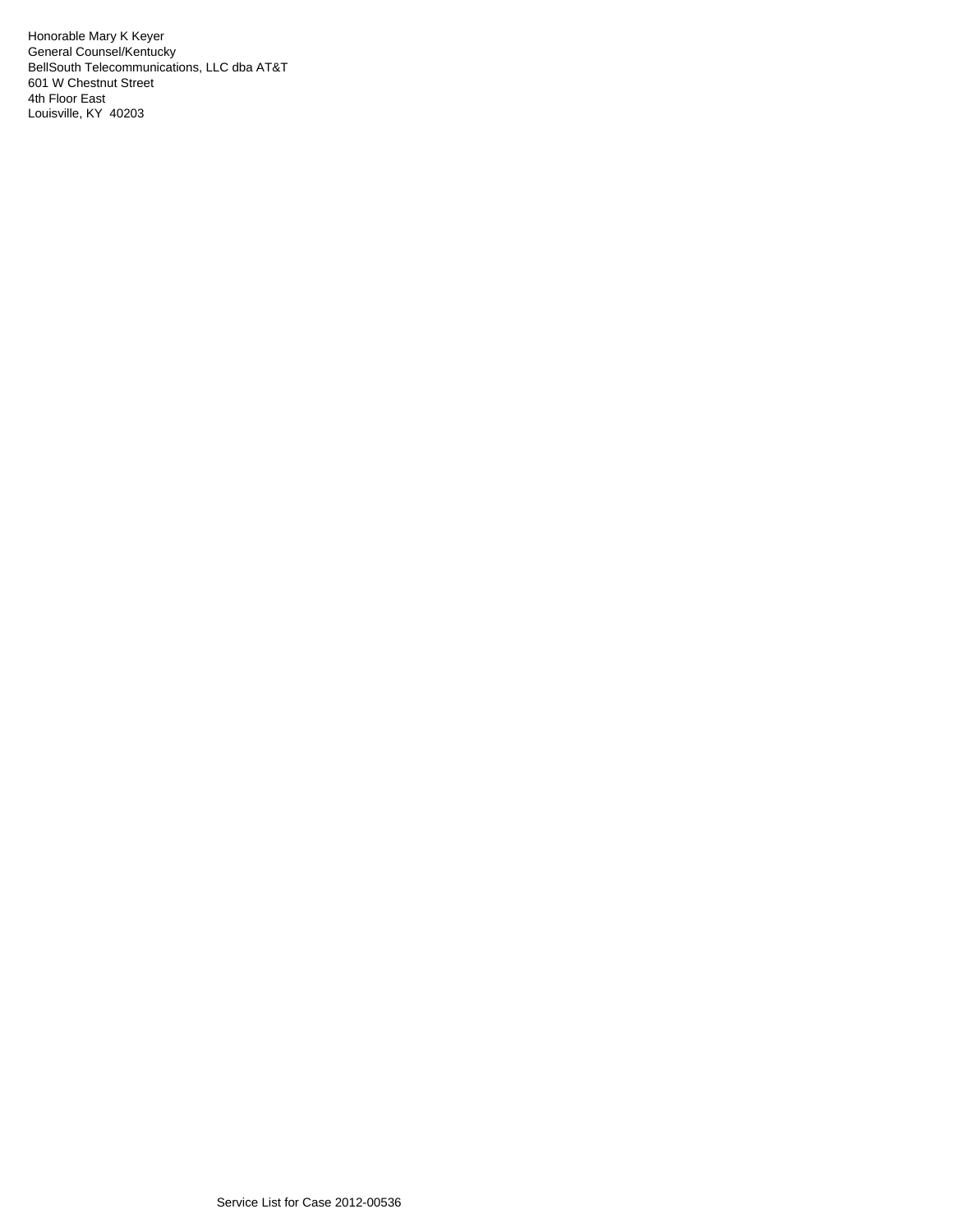Honorable Mary K Keyer
General Counsel/Kentucky
BellSouth Telecommunications, LLC dba AT&T
601 W Chestnut Street
4th Floor East
Louisville, KY  40203

Service List for Case 2012-00536